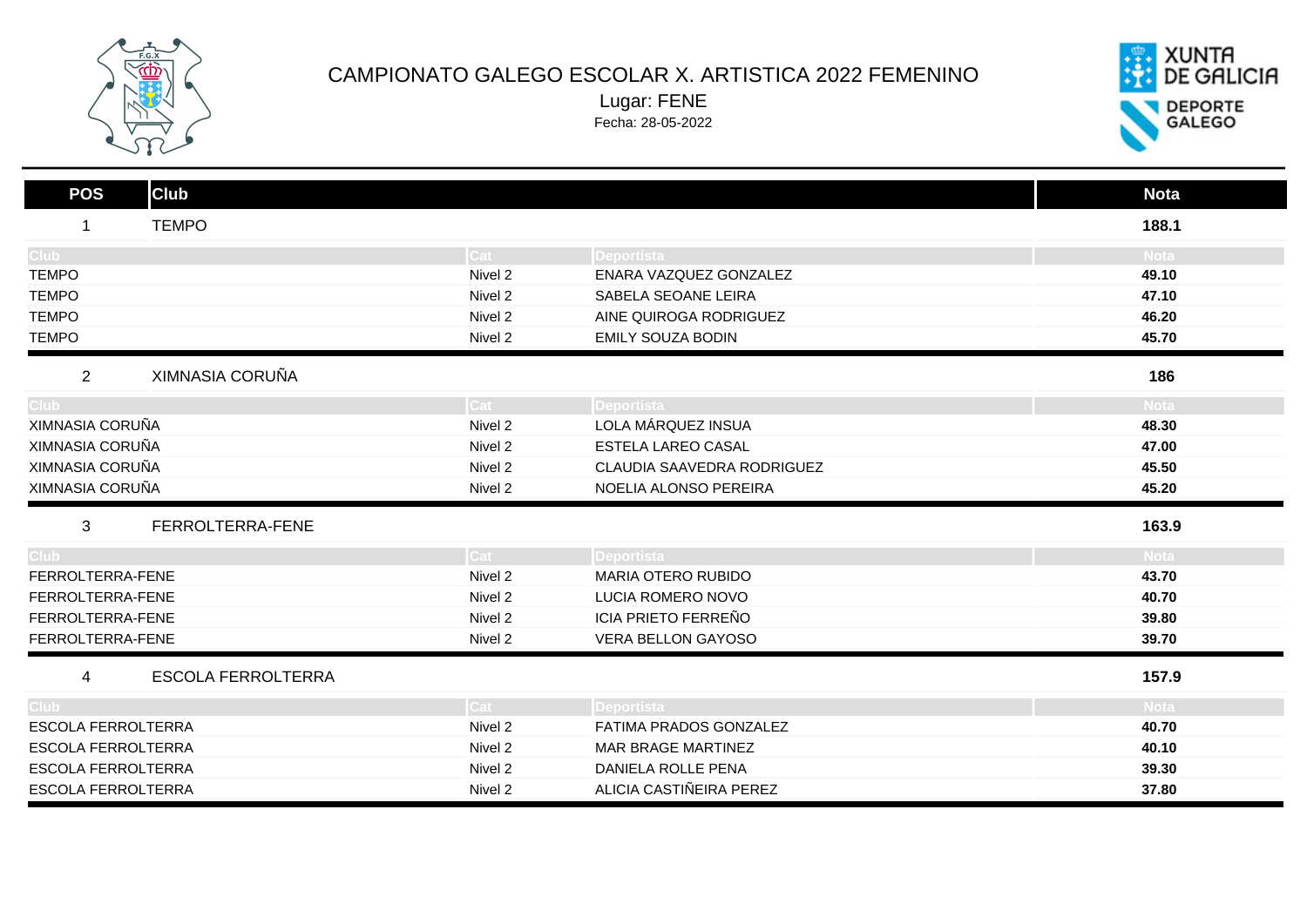# CAMPIONATO GALEGO ESCOLAR X. ARTISTICA 2022 FEMENINO

Lugar: FENE

Fecha: 28-05-2022

| POS | Club | Nota |
|---|---|---|
| 1 | TEMPO | 188.1 |

| Club | Cat | Deportista | Nota |
|---|---|---|---|
| TEMPO | Nivel 2 | ENARA VAZQUEZ GONZALEZ | 49.10 |
| TEMPO | Nivel 2 | SABELA SEOANE LEIRA | 47.10 |
| TEMPO | Nivel 2 | AINE QUIROGA RODRIGUEZ | 46.20 |
| TEMPO | Nivel 2 | EMILY SOUZA BODIN | 45.70 |

| POS | Club | Nota |
|---|---|---|
| 2 | XIMNASIA CORUÑA | 186 |

| Club | Cat | Deportista | Nota |
|---|---|---|---|
| XIMNASIA CORUÑA | Nivel 2 | LOLA MÁRQUEZ INSUA | 48.30 |
| XIMNASIA CORUÑA | Nivel 2 | ESTELA LAREO CASAL | 47.00 |
| XIMNASIA CORUÑA | Nivel 2 | CLAUDIA SAAVEDRA RODRIGUEZ | 45.50 |
| XIMNASIA CORUÑA | Nivel 2 | NOELIA ALONSO PEREIRA | 45.20 |

| POS | Club | Nota |
|---|---|---|
| 3 | FERROLTERRA-FENE | 163.9 |

| Club | Cat | Deportista | Nota |
|---|---|---|---|
| FERROLTERRA-FENE | Nivel 2 | MARIA OTERO RUBIDO | 43.70 |
| FERROLTERRA-FENE | Nivel 2 | LUCIA ROMERO NOVO | 40.70 |
| FERROLTERRA-FENE | Nivel 2 | ICIA PRIETO FERREÑO | 39.80 |
| FERROLTERRA-FENE | Nivel 2 | VERA BELLON GAYOSO | 39.70 |

| POS | Club | Nota |
|---|---|---|
| 4 | ESCOLA FERROLTERRA | 157.9 |

| Club | Cat | Deportista | Nota |
|---|---|---|---|
| ESCOLA FERROLTERRA | Nivel 2 | FATIMA PRADOS GONZALEZ | 40.70 |
| ESCOLA FERROLTERRA | Nivel 2 | MAR BRAGE MARTINEZ | 40.10 |
| ESCOLA FERROLTERRA | Nivel 2 | DANIELA ROLLE PENA | 39.30 |
| ESCOLA FERROLTERRA | Nivel 2 | ALICIA CASTIÑEIRA PEREZ | 37.80 |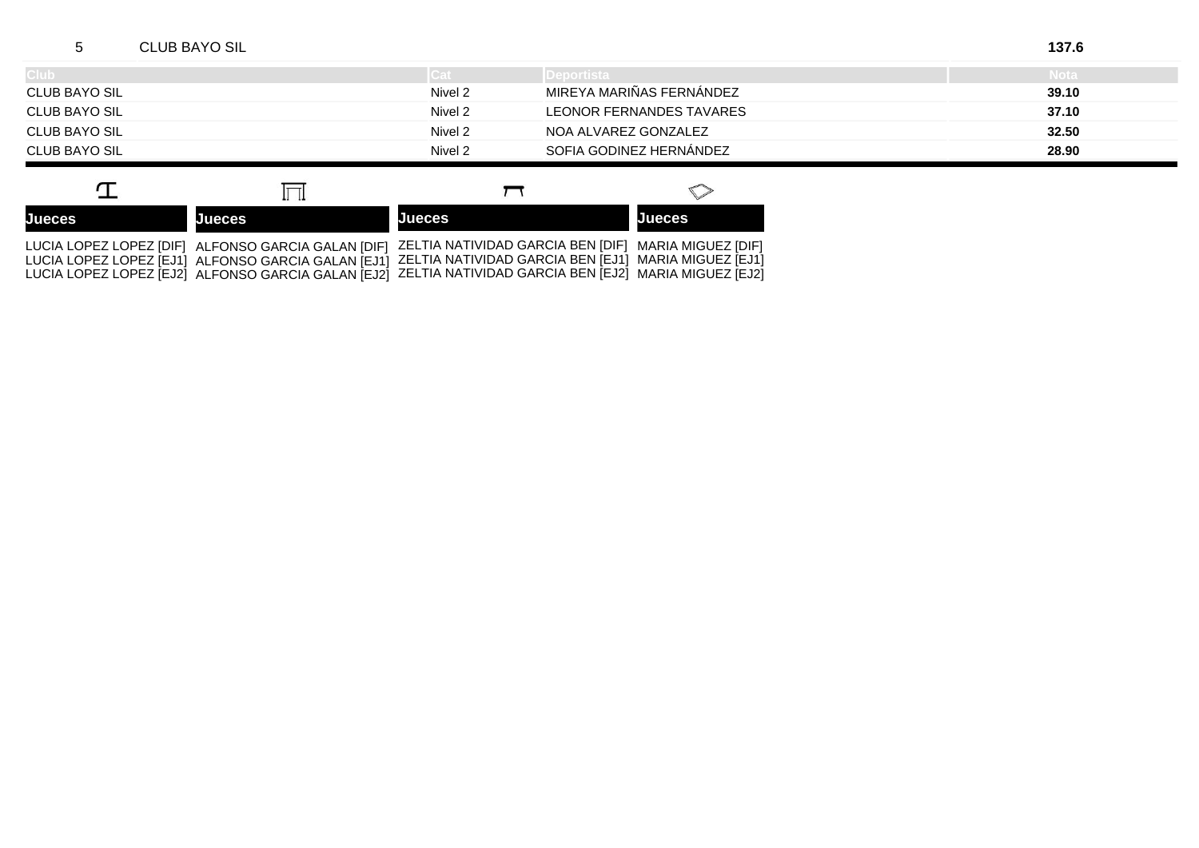| | | |
|---|---|---|
| 5 | CLUB BAYO SIL | **137.6** |

| Club | Cat | Deportista | Nota |
|---|---|---|---|
| CLUB BAYO SIL | Nivel 2 | MIREYA MARIÑAS FERNÁNDEZ | **39.10** |
| CLUB BAYO SIL | Nivel 2 | LEONOR FERNANDES TAVARES | **37.10** |
| CLUB BAYO SIL | Nivel 2 | NOA ALVAREZ GONZALEZ | **32.50** |
| CLUB BAYO SIL | Nivel 2 | SOFIA GODINEZ HERNÁNDEZ | **28.90** |

| Jueces | Jueces | Jueces | Jueces |
|---|---|---|---|
| LUCIA LOPEZ LOPEZ [DIF] | ALFONSO GARCIA GALAN [DIF] | ZELTIA NATIVIDAD GARCIA BEN [DIF] | MARIA MIGUEZ [DIF] |
| LUCIA LOPEZ LOPEZ [EJ1] | ALFONSO GARCIA GALAN [EJ1] | ZELTIA NATIVIDAD GARCIA BEN [EJ1] | MARIA MIGUEZ [EJ1] |
| LUCIA LOPEZ LOPEZ [EJ2] | ALFONSO GARCIA GALAN [EJ2] | ZELTIA NATIVIDAD GARCIA BEN [EJ2] | MARIA MIGUEZ [EJ2] |